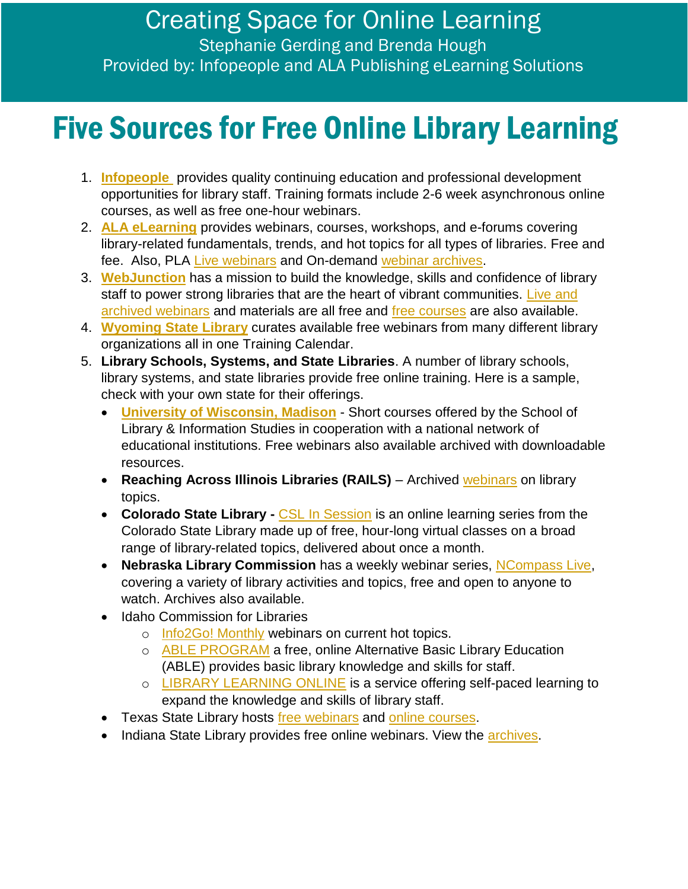# Creating Space for Online Learning

Stephanie Gerding and Brenda Hough

Provided by: Infopeople and ALA Publishing eLearning Solutions

## Five Sources for Free Online Library Learning

1. **Infopeople** provides quality continuing education and professional development opportunities for library staff. Training formats include 2-6 week asynchronous online courses, as well as free one-hour webinars.
2. **ALA eLearning** provides webinars, courses, workshops, and e-forums covering library-related fundamentals, trends, and hot topics for all types of libraries. Free and fee. Also, PLA Live webinars and On-demand webinar archives.
3. **WebJunction** has a mission to build the knowledge, skills and confidence of library staff to power strong libraries that are the heart of vibrant communities. Live and archived webinars and materials are all free and free courses are also available.
4. **Wyoming State Library** curates available free webinars from many different library organizations all in one Training Calendar.
5. **Library Schools, Systems, and State Libraries**. A number of library schools, library systems, and state libraries provide free online training. Here is a sample, check with your own state for their offerings.
   - **University of Wisconsin, Madison** - Short courses offered by the School of Library & Information Studies in cooperation with a national network of educational institutions. Free webinars also available archived with downloadable resources.
   - **Reaching Across Illinois Libraries (RAILS)** – Archived webinars on library topics.
   - **Colorado State Library -** CSL In Session is an online learning series from the Colorado State Library made up of free, hour-long virtual classes on a broad range of library-related topics, delivered about once a month.
   - **Nebraska Library Commission** has a weekly webinar series, NCompass Live, covering a variety of library activities and topics, free and open to anyone to watch. Archives also available.
   - Idaho Commission for Libraries
     - Info2Go! Monthly webinars on current hot topics.
     - ABLE PROGRAM a free, online Alternative Basic Library Education (ABLE) provides basic library knowledge and skills for staff.
     - LIBRARY LEARNING ONLINE is a service offering self-paced learning to expand the knowledge and skills of library staff.
   - Texas State Library hosts free webinars and online courses.
   - Indiana State Library provides free online webinars. View the archives.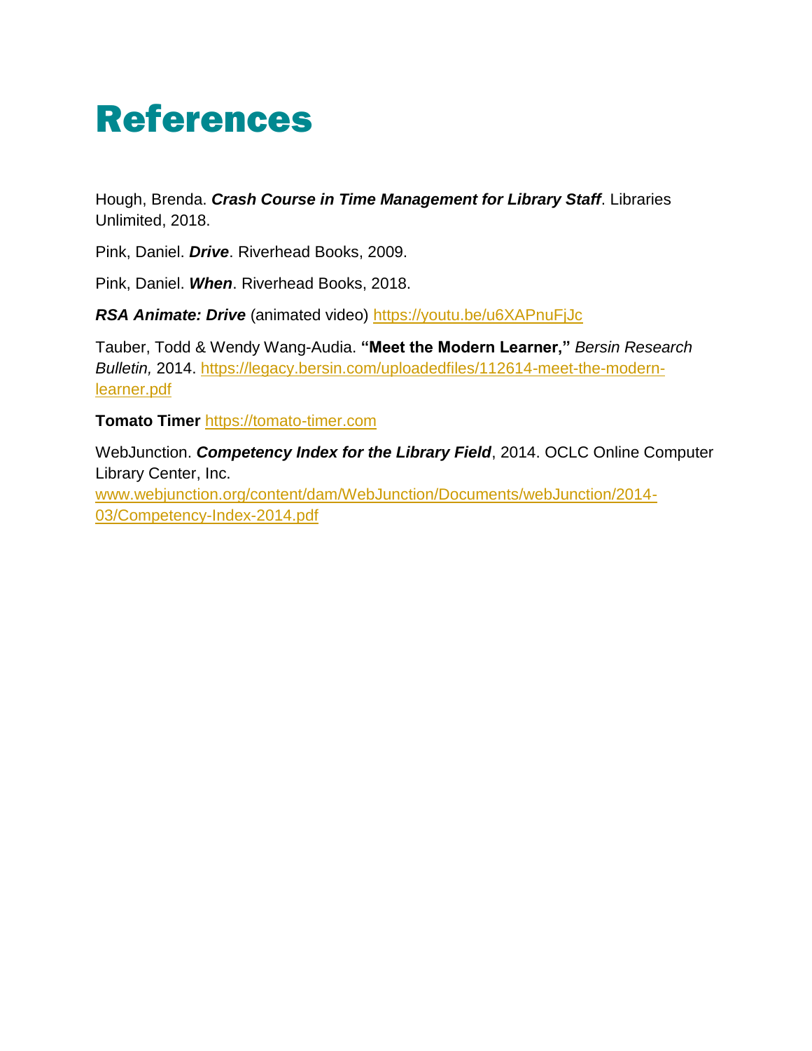# References

Hough, Brenda. ***Crash Course in Time Management for Library Staff***. Libraries Unlimited, 2018.

Pink, Daniel. ***Drive***. Riverhead Books, 2009.

Pink, Daniel. ***When***. Riverhead Books, 2018.

***RSA Animate: Drive*** (animated video) https://youtu.be/u6XAPnuFjJc

Tauber, Todd & Wendy Wang-Audia. **"Meet the Modern Learner,"** *Bersin Research Bulletin,* 2014. https://legacy.bersin.com/uploadedfiles/112614-meet-the-modern-learner.pdf

**Tomato Timer** https://tomato-timer.com

WebJunction. ***Competency Index for the Library Field***, 2014. OCLC Online Computer Library Center, Inc. www.webjunction.org/content/dam/WebJunction/Documents/webJunction/2014-03/Competency-Index-2014.pdf